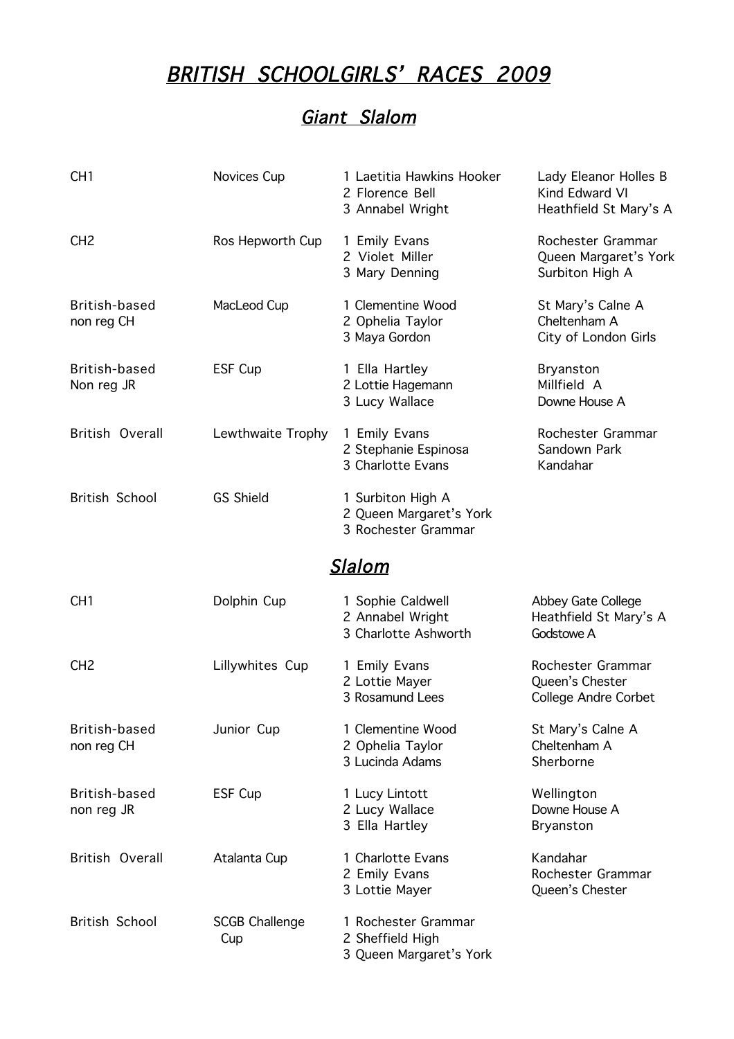# *BRITISH SCHOOLGIRLS' RACES 2009*

## *Giant Slalom*

| | | | |
|---|---|---|---|
| CH1 | Novices Cup | 1 Laetitia Hawkins Hooker<br>2 Florence Bell<br>3 Annabel Wright | Lady Eleanor Holles B<br>Kind Edward VI<br>Heathfield St Mary's A |
| CH2 | Ros Hepworth Cup | 1 Emily Evans<br>2 Violet Miller<br>3 Mary Denning | Rochester Grammar<br>Queen Margaret's York<br>Surbiton High A |
| British-based non reg CH | MacLeod Cup | 1 Clementine Wood<br>2 Ophelia Taylor<br>3 Maya Gordon | St Mary's Calne A<br>Cheltenham A<br>City of London Girls |
| British-based Non reg JR | ESF Cup | 1 Ella Hartley<br>2 Lottie Hagemann<br>3 Lucy Wallace | Bryanston<br>Millfield A<br>Downe House A |
| British Overall | Lewthwaite Trophy | 1 Emily Evans<br>2 Stephanie Espinosa<br>3 Charlotte Evans | Rochester Grammar<br>Sandown Park<br>Kandahar |
| British School | GS Shield | 1 Surbiton High A<br>2 Queen Margaret's York<br>3 Rochester Grammar | |

## *Slalom*

| | | | |
|---|---|---|---|
| CH1 | Dolphin Cup | 1 Sophie Caldwell<br>2 Annabel Wright<br>3 Charlotte Ashworth | Abbey Gate College<br>Heathfield St Mary's A<br>Godstowe A |
| CH2 | Lillywhites Cup | 1 Emily Evans<br>2 Lottie Mayer<br>3 Rosamund Lees | Rochester Grammar<br>Queen's Chester<br>College Andre Corbet |
| British-based non reg CH | Junior Cup | 1 Clementine Wood<br>2 Ophelia Taylor<br>3 Lucinda Adams | St Mary's Calne A<br>Cheltenham A<br>Sherborne |
| British-based non reg JR | ESF Cup | 1 Lucy Lintott<br>2 Lucy Wallace<br>3 Ella Hartley | Wellington<br>Downe House A<br>Bryanston |
| British Overall | Atalanta Cup | 1 Charlotte Evans<br>2 Emily Evans<br>3 Lottie Mayer | Kandahar<br>Rochester Grammar<br>Queen's Chester |
| British School | SCGB Challenge Cup | 1 Rochester Grammar<br>2 Sheffield High<br>3 Queen Margaret's York | |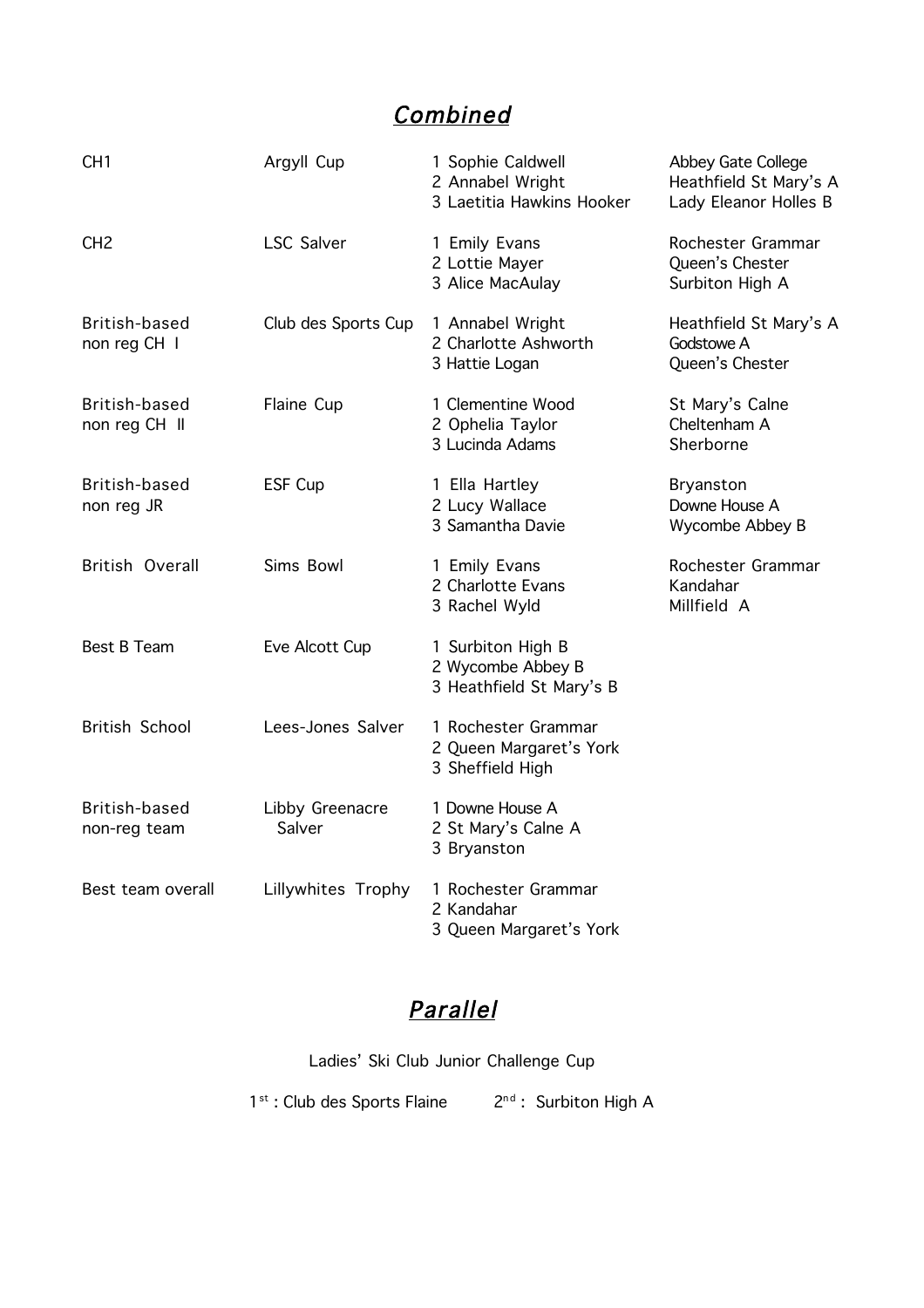# *Combined*

| | | | |
|---|---|---|---|
| CH1 | Argyll Cup | 1 Sophie Caldwell<br>2 Annabel Wright<br>3 Laetitia Hawkins Hooker | Abbey Gate College<br>Heathfield St Mary's A<br>Lady Eleanor Holles B |
| CH2 | LSC Salver | 1 Emily Evans<br>2 Lottie Mayer<br>3 Alice MacAulay | Rochester Grammar<br>Queen's Chester<br>Surbiton High A |
| British-based non reg CH I | Club des Sports Cup | 1 Annabel Wright<br>2 Charlotte Ashworth<br>3 Hattie Logan | Heathfield St Mary's A<br>Godstowe A<br>Queen's Chester |
| British-based non reg CH II | Flaine Cup | 1 Clementine Wood<br>2 Ophelia Taylor<br>3 Lucinda Adams | St Mary's Calne<br>Cheltenham A<br>Sherborne |
| British-based non reg JR | ESF Cup | 1 Ella Hartley<br>2 Lucy Wallace<br>3 Samantha Davie | Bryanston<br>Downe House A<br>Wycombe Abbey B |
| British Overall | Sims Bowl | 1 Emily Evans<br>2 Charlotte Evans<br>3 Rachel Wyld | Rochester Grammar<br>Kandahar<br>Millfield A |
| Best B Team | Eve Alcott Cup | 1 Surbiton High B<br>2 Wycombe Abbey B<br>3 Heathfield St Mary's B | |
| British School | Lees-Jones Salver | 1 Rochester Grammar<br>2 Queen Margaret's York<br>3 Sheffield High | |
| British-based non-reg team | Libby Greenacre Salver | 1 Downe House A<br>2 St Mary's Calne A<br>3 Bryanston | |
| Best team overall | Lillywhites Trophy | 1 Rochester Grammar<br>2 Kandahar<br>3 Queen Margaret's York | |

# *Parallel*

Ladies' Ski Club Junior Challenge Cup

1st : Club des Sports Flaine    2nd : Surbiton High A